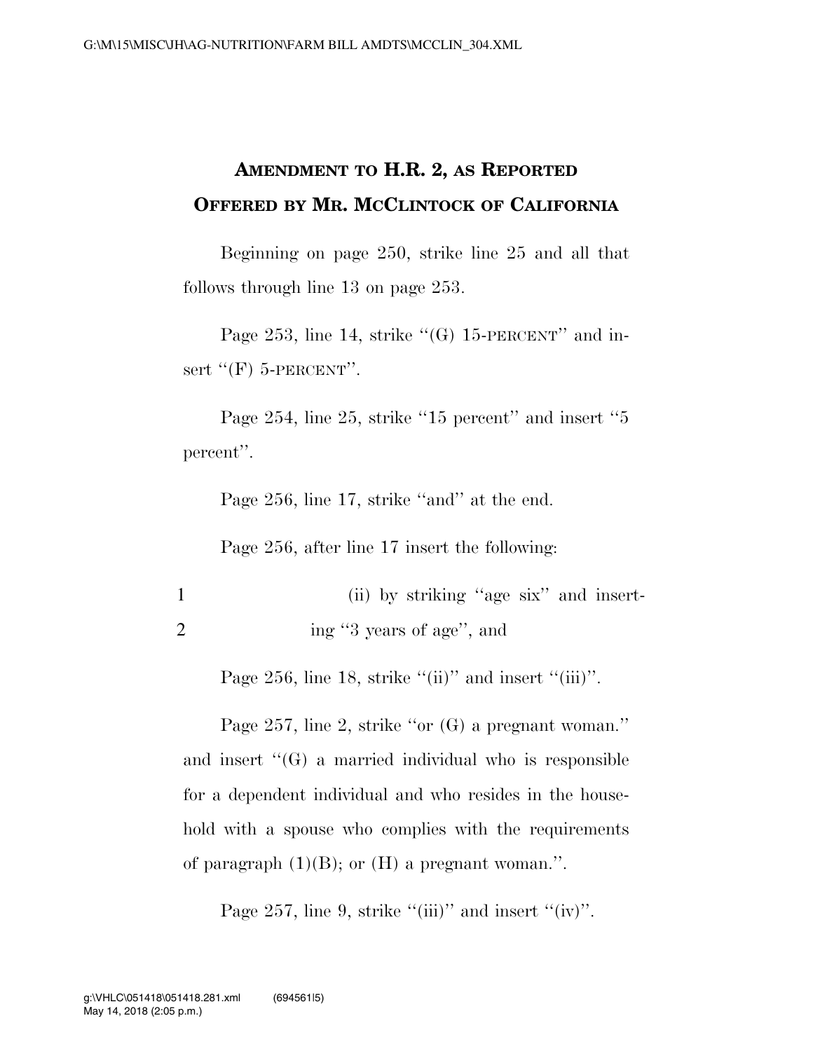# AMENDMENT TO H.R. 2, AS REPORTED OFFERED BY MR. MCCLINTOCK OF CALIFORNIA

Beginning on page 250, strike line 25 and all that follows through line 13 on page 253.

Page 253, line 14, strike ‘‘(G) 15-PERCENT’’ and insert ‘‘(F) 5-PERCENT’’.

Page 254, line 25, strike ‘‘15 percent’’ and insert ‘‘5 percent’’.

Page 256, line 17, strike ‘‘and’’ at the end.

Page 256, after line 17 insert the following:

1 (ii) by striking ‘‘age six’’ and insert-
2 ing ‘‘3 years of age’’, and

Page 256, line 18, strike ‘‘(ii)’’ and insert ‘‘(iii)’’.

Page 257, line 2, strike ‘‘or (G) a pregnant woman.’’ and insert ‘‘(G) a married individual who is responsible for a dependent individual and who resides in the household with a spouse who complies with the requirements of paragraph (1)(B); or (H) a pregnant woman.’’.

Page 257, line 9, strike ‘‘(iii)’’ and insert ‘‘(iv)’’.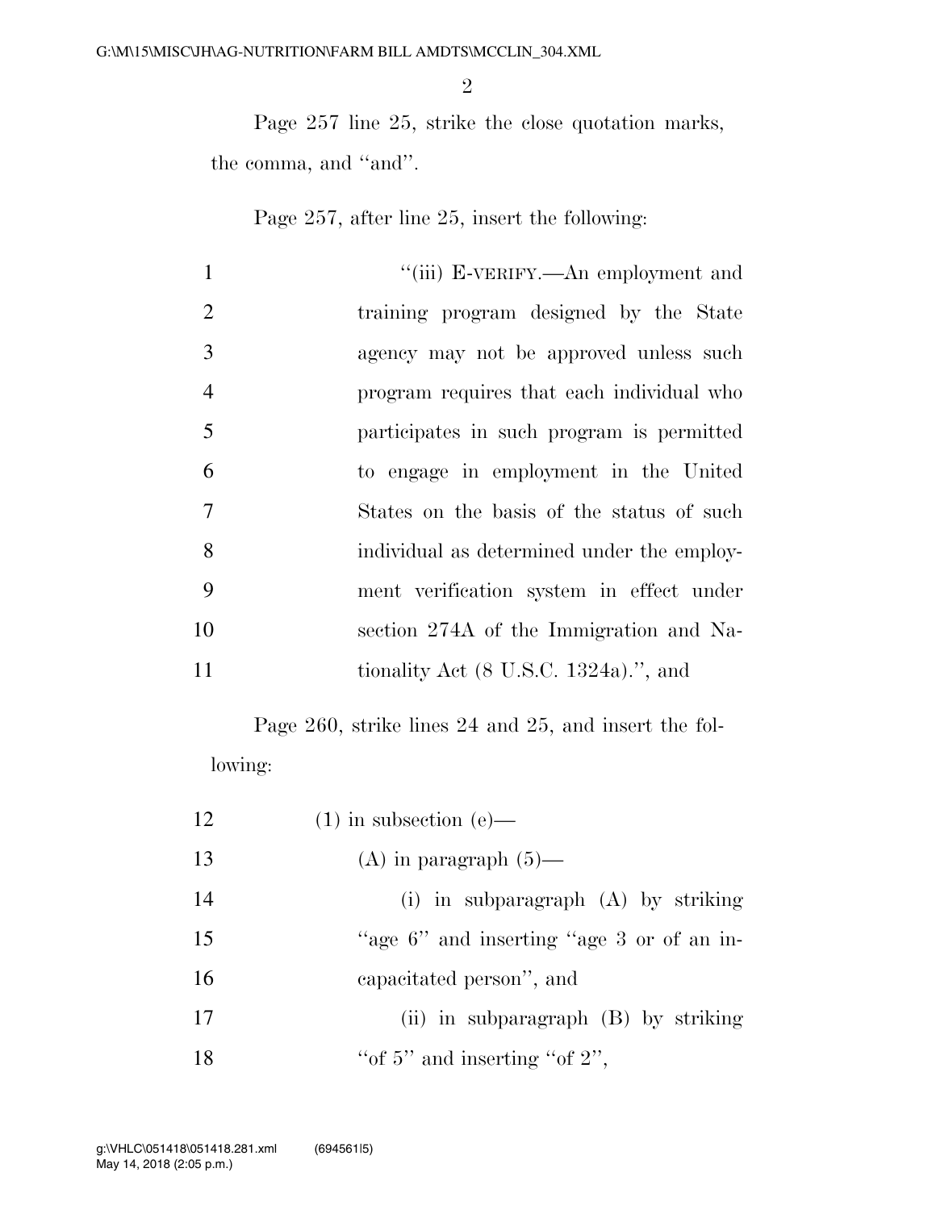Page 257 line 25, strike the close quotation marks, the comma, and ''and''.

Page 257, after line 25, insert the following:

1 ''(iii) E-VERIFY.—An employment and
2 training program designed by the State
3 agency may not be approved unless such
4 program requires that each individual who
5 participates in such program is permitted
6 to engage in employment in the United
7 States on the basis of the status of such
8 individual as determined under the employ-
9 ment verification system in effect under
10 section 274A of the Immigration and Na-
11 tionality Act (8 U.S.C. 1324a).'', and

Page 260, strike lines 24 and 25, and insert the following:

12 (1) in subsection (e)—
13 (A) in paragraph (5)—
14 (i) in subparagraph (A) by striking
15 ''age 6'' and inserting ''age 3 or of an in-
16 capacitated person'', and
17 (ii) in subparagraph (B) by striking
18 ''of 5'' and inserting ''of 2'',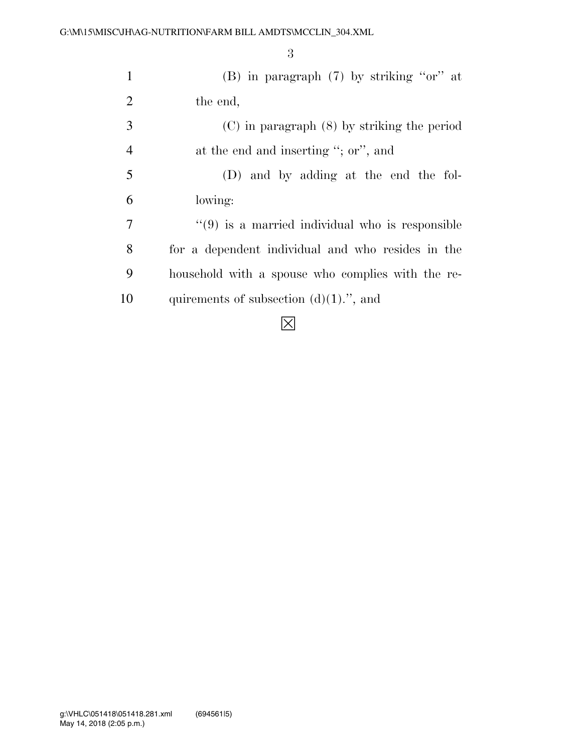(B) in paragraph (7) by striking ''or'' at the end,

(C) in paragraph (8) by striking the period at the end and inserting ''; or'', and

(D) and by adding at the end the following:

''(9) is a married individual who is responsible for a dependent individual and who resides in the household with a spouse who complies with the requirements of subsection (d)(1).'', and

☒